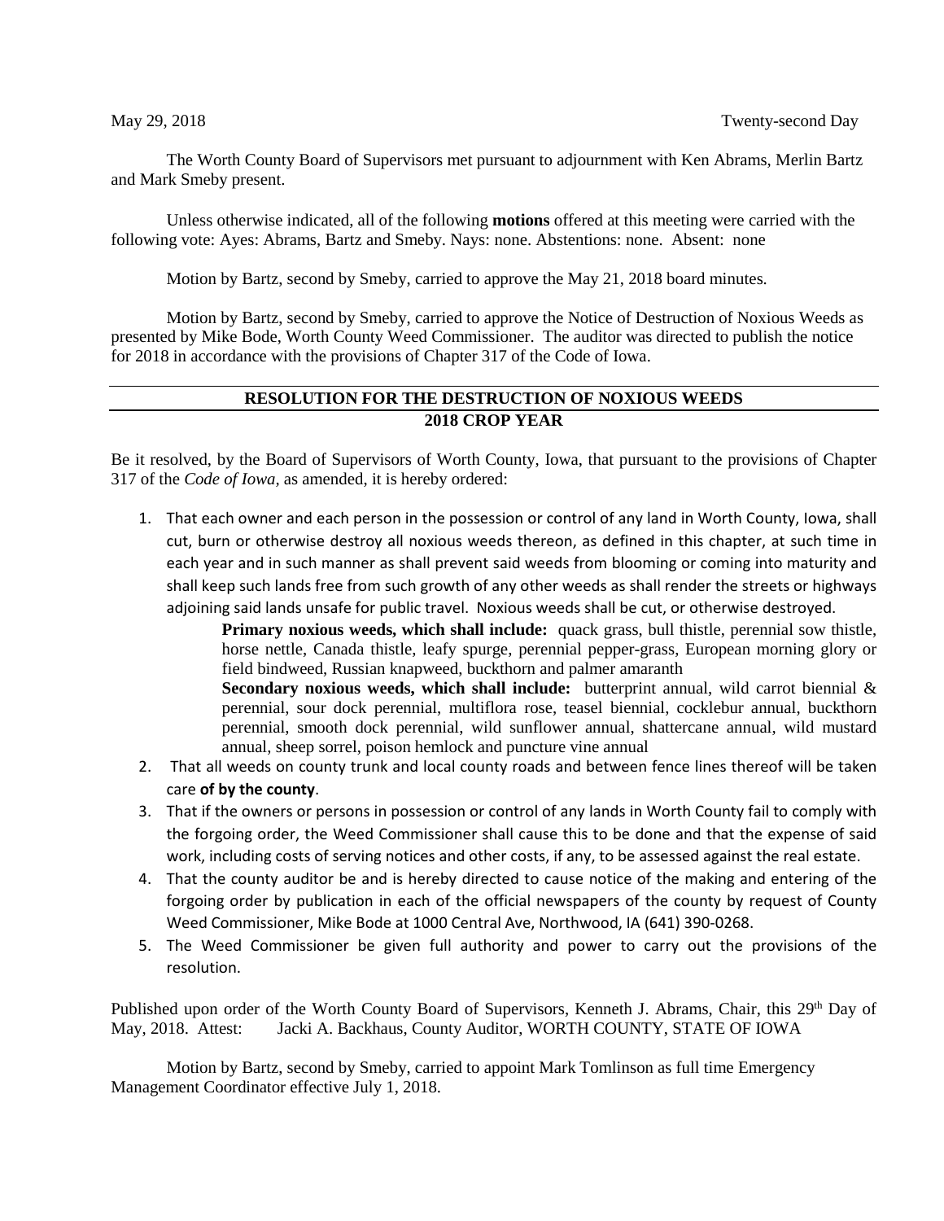May 29, 2018 Twenty-second Day

The Worth County Board of Supervisors met pursuant to adjournment with Ken Abrams, Merlin Bartz and Mark Smeby present.

Unless otherwise indicated, all of the following **motions** offered at this meeting were carried with the following vote: Ayes: Abrams, Bartz and Smeby. Nays: none. Abstentions: none. Absent: none

Motion by Bartz, second by Smeby, carried to approve the May 21, 2018 board minutes.

Motion by Bartz, second by Smeby, carried to approve the Notice of Destruction of Noxious Weeds as presented by Mike Bode, Worth County Weed Commissioner. The auditor was directed to publish the notice for 2018 in accordance with the provisions of Chapter 317 of the Code of Iowa.

## RESOLUTION FOR THE DESTRUCTION OF NOXIOUS WEEDS
## 2018 CROP YEAR

Be it resolved, by the Board of Supervisors of Worth County, Iowa, that pursuant to the provisions of Chapter 317 of the *Code of Iowa*, as amended, it is hereby ordered:

1. That each owner and each person in the possession or control of any land in Worth County, Iowa, shall cut, burn or otherwise destroy all noxious weeds thereon, as defined in this chapter, at such time in each year and in such manner as shall prevent said weeds from blooming or coming into maturity and shall keep such lands free from such growth of any other weeds as shall render the streets or highways adjoining said lands unsafe for public travel. Noxious weeds shall be cut, or otherwise destroyed.

   **Primary noxious weeds, which shall include:** quack grass, bull thistle, perennial sow thistle, horse nettle, Canada thistle, leafy spurge, perennial pepper-grass, European morning glory or field bindweed, Russian knapweed, buckthorn and palmer amaranth

   **Secondary noxious weeds, which shall include:** butterprint annual, wild carrot biennial & perennial, sour dock perennial, multiflora rose, teasel biennial, cocklebur annual, buckthorn perennial, smooth dock perennial, wild sunflower annual, shattercane annual, wild mustard annual, sheep sorrel, poison hemlock and puncture vine annual
2. That all weeds on county trunk and local county roads and between fence lines thereof will be taken care **of by the county**.
3. That if the owners or persons in possession or control of any lands in Worth County fail to comply with the forgoing order, the Weed Commissioner shall cause this to be done and that the expense of said work, including costs of serving notices and other costs, if any, to be assessed against the real estate.
4. That the county auditor be and is hereby directed to cause notice of the making and entering of the forgoing order by publication in each of the official newspapers of the county by request of County Weed Commissioner, Mike Bode at 1000 Central Ave, Northwood, IA (641) 390-0268.
5. The Weed Commissioner be given full authority and power to carry out the provisions of the resolution.

Published upon order of the Worth County Board of Supervisors, Kenneth J. Abrams, Chair, this 29th Day of May, 2018. Attest: Jacki A. Backhaus, County Auditor, WORTH COUNTY, STATE OF IOWA

Motion by Bartz, second by Smeby, carried to appoint Mark Tomlinson as full time Emergency Management Coordinator effective July 1, 2018.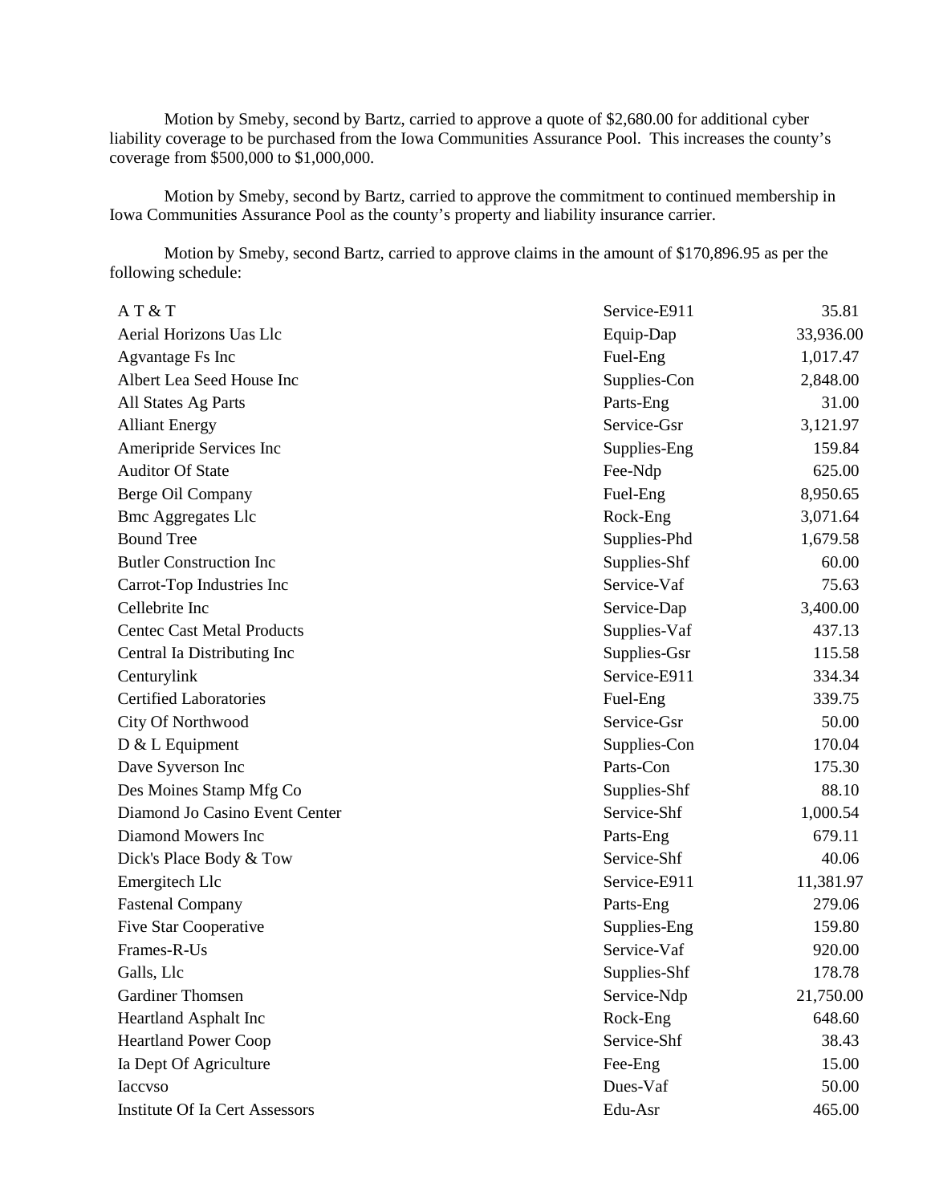Motion by Smeby, second by Bartz, carried to approve a quote of $2,680.00 for additional cyber liability coverage to be purchased from the Iowa Communities Assurance Pool. This increases the county's coverage from $500,000 to $1,000,000.

Motion by Smeby, second by Bartz, carried to approve the commitment to continued membership in Iowa Communities Assurance Pool as the county's property and liability insurance carrier.

Motion by Smeby, second Bartz, carried to approve claims in the amount of $170,896.95 as per the following schedule:

| | | |
|---|---|---|
| A T & T | Service-E911 | 35.81 |
| Aerial Horizons Uas Llc | Equip-Dap | 33,936.00 |
| Agvantage Fs Inc | Fuel-Eng | 1,017.47 |
| Albert Lea Seed House Inc | Supplies-Con | 2,848.00 |
| All States Ag Parts | Parts-Eng | 31.00 |
| Alliant Energy | Service-Gsr | 3,121.97 |
| Ameripride Services Inc | Supplies-Eng | 159.84 |
| Auditor Of State | Fee-Ndp | 625.00 |
| Berge Oil Company | Fuel-Eng | 8,950.65 |
| Bmc Aggregates Llc | Rock-Eng | 3,071.64 |
| Bound Tree | Supplies-Phd | 1,679.58 |
| Butler Construction Inc | Supplies-Shf | 60.00 |
| Carrot-Top Industries Inc | Service-Vaf | 75.63 |
| Cellebrite Inc | Service-Dap | 3,400.00 |
| Centec Cast Metal Products | Supplies-Vaf | 437.13 |
| Central Ia Distributing Inc | Supplies-Gsr | 115.58 |
| Centurylink | Service-E911 | 334.34 |
| Certified Laboratories | Fuel-Eng | 339.75 |
| City Of Northwood | Service-Gsr | 50.00 |
| D & L Equipment | Supplies-Con | 170.04 |
| Dave Syverson Inc | Parts-Con | 175.30 |
| Des Moines Stamp Mfg Co | Supplies-Shf | 88.10 |
| Diamond Jo Casino Event Center | Service-Shf | 1,000.54 |
| Diamond Mowers Inc | Parts-Eng | 679.11 |
| Dick's Place Body & Tow | Service-Shf | 40.06 |
| Emergitech Llc | Service-E911 | 11,381.97 |
| Fastenal Company | Parts-Eng | 279.06 |
| Five Star Cooperative | Supplies-Eng | 159.80 |
| Frames-R-Us | Service-Vaf | 920.00 |
| Galls, Llc | Supplies-Shf | 178.78 |
| Gardiner Thomsen | Service-Ndp | 21,750.00 |
| Heartland Asphalt Inc | Rock-Eng | 648.60 |
| Heartland Power Coop | Service-Shf | 38.43 |
| Ia Dept Of Agriculture | Fee-Eng | 15.00 |
| Iaccvso | Dues-Vaf | 50.00 |
| Institute Of Ia Cert Assessors | Edu-Asr | 465.00 |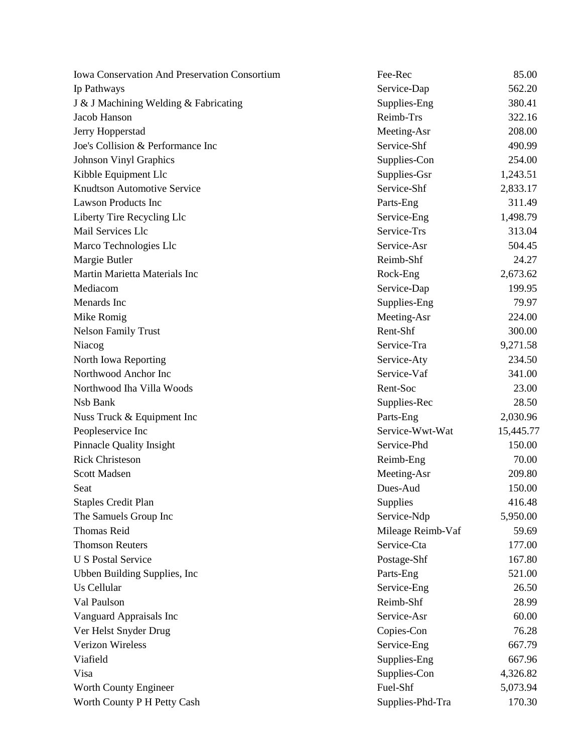| | | |
|---|---|---|
| Iowa Conservation And Preservation Consortium | Fee-Rec | 85.00 |
| Ip Pathways | Service-Dap | 562.20 |
| J & J Machining Welding & Fabricating | Supplies-Eng | 380.41 |
| Jacob Hanson | Reimb-Trs | 322.16 |
| Jerry Hopperstad | Meeting-Asr | 208.00 |
| Joe's Collision & Performance Inc | Service-Shf | 490.99 |
| Johnson Vinyl Graphics | Supplies-Con | 254.00 |
| Kibble Equipment Llc | Supplies-Gsr | 1,243.51 |
| Knudtson Automotive Service | Service-Shf | 2,833.17 |
| Lawson Products Inc | Parts-Eng | 311.49 |
| Liberty Tire Recycling Llc | Service-Eng | 1,498.79 |
| Mail Services Llc | Service-Trs | 313.04 |
| Marco Technologies Llc | Service-Asr | 504.45 |
| Margie Butler | Reimb-Shf | 24.27 |
| Martin Marietta Materials Inc | Rock-Eng | 2,673.62 |
| Mediacom | Service-Dap | 199.95 |
| Menards Inc | Supplies-Eng | 79.97 |
| Mike Romig | Meeting-Asr | 224.00 |
| Nelson Family Trust | Rent-Shf | 300.00 |
| Niacog | Service-Tra | 9,271.58 |
| North Iowa Reporting | Service-Aty | 234.50 |
| Northwood Anchor Inc | Service-Vaf | 341.00 |
| Northwood Iha Villa Woods | Rent-Soc | 23.00 |
| Nsb Bank | Supplies-Rec | 28.50 |
| Nuss Truck & Equipment Inc | Parts-Eng | 2,030.96 |
| Peopleservice Inc | Service-Wwt-Wat | 15,445.77 |
| Pinnacle Quality Insight | Service-Phd | 150.00 |
| Rick Christeson | Reimb-Eng | 70.00 |
| Scott Madsen | Meeting-Asr | 209.80 |
| Seat | Dues-Aud | 150.00 |
| Staples Credit Plan | Supplies | 416.48 |
| The Samuels Group Inc | Service-Ndp | 5,950.00 |
| Thomas Reid | Mileage Reimb-Vaf | 59.69 |
| Thomson Reuters | Service-Cta | 177.00 |
| U S Postal Service | Postage-Shf | 167.80 |
| Ubben Building Supplies, Inc | Parts-Eng | 521.00 |
| Us Cellular | Service-Eng | 26.50 |
| Val Paulson | Reimb-Shf | 28.99 |
| Vanguard Appraisals Inc | Service-Asr | 60.00 |
| Ver Helst Snyder Drug | Copies-Con | 76.28 |
| Verizon Wireless | Service-Eng | 667.79 |
| Viafield | Supplies-Eng | 667.96 |
| Visa | Supplies-Con | 4,326.82 |
| Worth County Engineer | Fuel-Shf | 5,073.94 |
| Worth County P H Petty Cash | Supplies-Phd-Tra | 170.30 |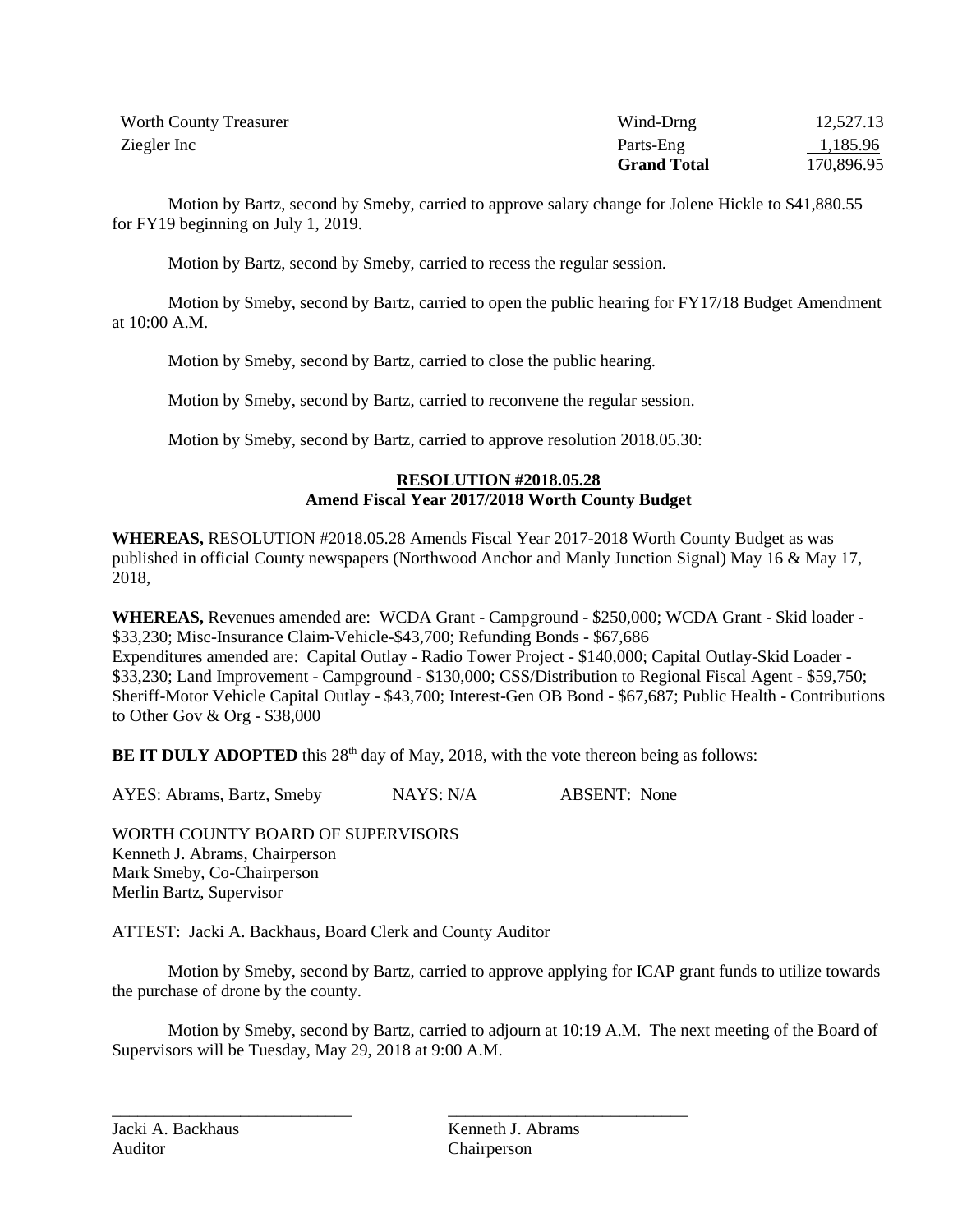| | | |
|---|---|---|
| Worth County Treasurer | Wind-Drng | 12,527.13 |
| Ziegler Inc | Parts-Eng | 1,185.96 |
| | **Grand Total** | 170,896.95 |

Motion by Bartz, second by Smeby, carried to approve salary change for Jolene Hickle to $41,880.55 for FY19 beginning on July 1, 2019.

Motion by Bartz, second by Smeby, carried to recess the regular session.

Motion by Smeby, second by Bartz, carried to open the public hearing for FY17/18 Budget Amendment at 10:00 A.M.

Motion by Smeby, second by Bartz, carried to close the public hearing.

Motion by Smeby, second by Bartz, carried to reconvene the regular session.

Motion by Smeby, second by Bartz, carried to approve resolution 2018.05.30:

**RESOLUTION #2018.05.28**
**Amend Fiscal Year 2017/2018 Worth County Budget**

**WHEREAS,** RESOLUTION #2018.05.28 Amends Fiscal Year 2017-2018 Worth County Budget as was published in official County newspapers (Northwood Anchor and Manly Junction Signal) May 16 & May 17, 2018,

**WHEREAS,** Revenues amended are: WCDA Grant - Campground - $250,000; WCDA Grant - Skid loader - $33,230; Misc-Insurance Claim-Vehicle-$43,700; Refunding Bonds - $67,686
Expenditures amended are: Capital Outlay - Radio Tower Project - $140,000; Capital Outlay-Skid Loader - $33,230; Land Improvement - Campground - $130,000; CSS/Distribution to Regional Fiscal Agent - $59,750; Sheriff-Motor Vehicle Capital Outlay - $43,700; Interest-Gen OB Bond - $67,687; Public Health - Contributions to Other Gov & Org - $38,000

**BE IT DULY ADOPTED** this 28th day of May, 2018, with the vote thereon being as follows:

AYES: Abrams, Bartz, Smeby NAYS: N/A ABSENT: None

WORTH COUNTY BOARD OF SUPERVISORS
Kenneth J. Abrams, Chairperson
Mark Smeby, Co-Chairperson
Merlin Bartz, Supervisor

ATTEST: Jacki A. Backhaus, Board Clerk and County Auditor

Motion by Smeby, second by Bartz, carried to approve applying for ICAP grant funds to utilize towards the purchase of drone by the county.

Motion by Smeby, second by Bartz, carried to adjourn at 10:19 A.M. The next meeting of the Board of Supervisors will be Tuesday, May 29, 2018 at 9:00 A.M.

\_\_\_\_\_\_\_\_\_\_\_\_\_\_\_\_\_\_\_\_\_\_\_\_\_\_\_\_ \_\_\_\_\_\_\_\_\_\_\_\_\_\_\_\_\_\_\_\_\_\_\_\_\_\_\_\_

Jacki A. Backhaus Kenneth J. Abrams
Auditor Chairperson